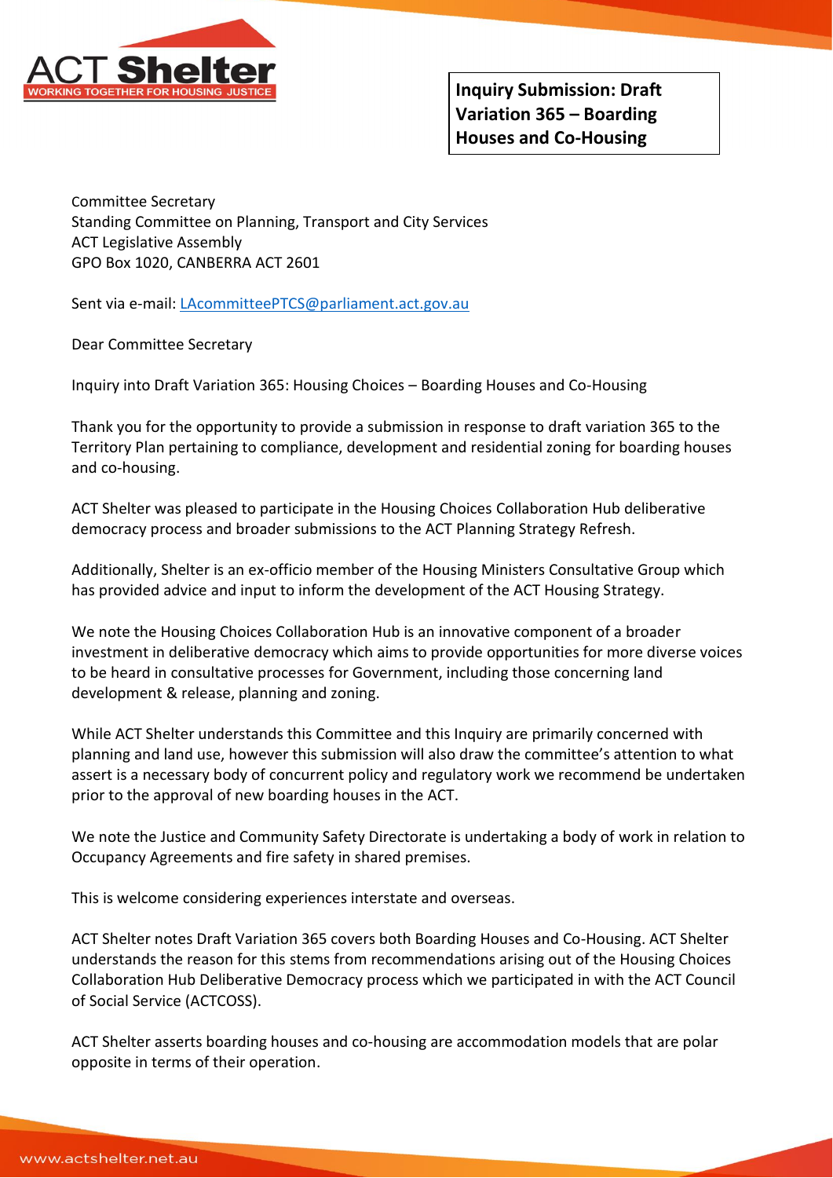ACT Shelter
WORKING TOGETHER FOR HOUSING JUSTICE

**Inquiry Submission: Draft Variation 365 – Boarding Houses and Co-Housing**

Committee Secretary
Standing Committee on Planning, Transport and City Services
ACT Legislative Assembly
GPO Box 1020, CANBERRA ACT 2601

Sent via e-mail: [LAcommitteePTCS@parliament.act.gov.au](mailto:LAcommitteePTCS@parliament.act.gov.au)

Dear Committee Secretary

Inquiry into Draft Variation 365: Housing Choices – Boarding Houses and Co-Housing

Thank you for the opportunity to provide a submission in response to draft variation 365 to the Territory Plan pertaining to compliance, development and residential zoning for boarding houses and co-housing.

ACT Shelter was pleased to participate in the Housing Choices Collaboration Hub deliberative democracy process and broader submissions to the ACT Planning Strategy Refresh.

Additionally, Shelter is an ex-officio member of the Housing Ministers Consultative Group which has provided advice and input to inform the development of the ACT Housing Strategy.

We note the Housing Choices Collaboration Hub is an innovative component of a broader investment in deliberative democracy which aims to provide opportunities for more diverse voices to be heard in consultative processes for Government, including those concerning land development & release, planning and zoning.

While ACT Shelter understands this Committee and this Inquiry are primarily concerned with planning and land use, however this submission will also draw the committee's attention to what assert is a necessary body of concurrent policy and regulatory work we recommend be undertaken prior to the approval of new boarding houses in the ACT.

We note the Justice and Community Safety Directorate is undertaking a body of work in relation to Occupancy Agreements and fire safety in shared premises.

This is welcome considering experiences interstate and overseas.

ACT Shelter notes Draft Variation 365 covers both Boarding Houses and Co-Housing. ACT Shelter understands the reason for this stems from recommendations arising out of the Housing Choices Collaboration Hub Deliberative Democracy process which we participated in with the ACT Council of Social Service (ACTCOSS).

ACT Shelter asserts boarding houses and co-housing are accommodation models that are polar opposite in terms of their operation.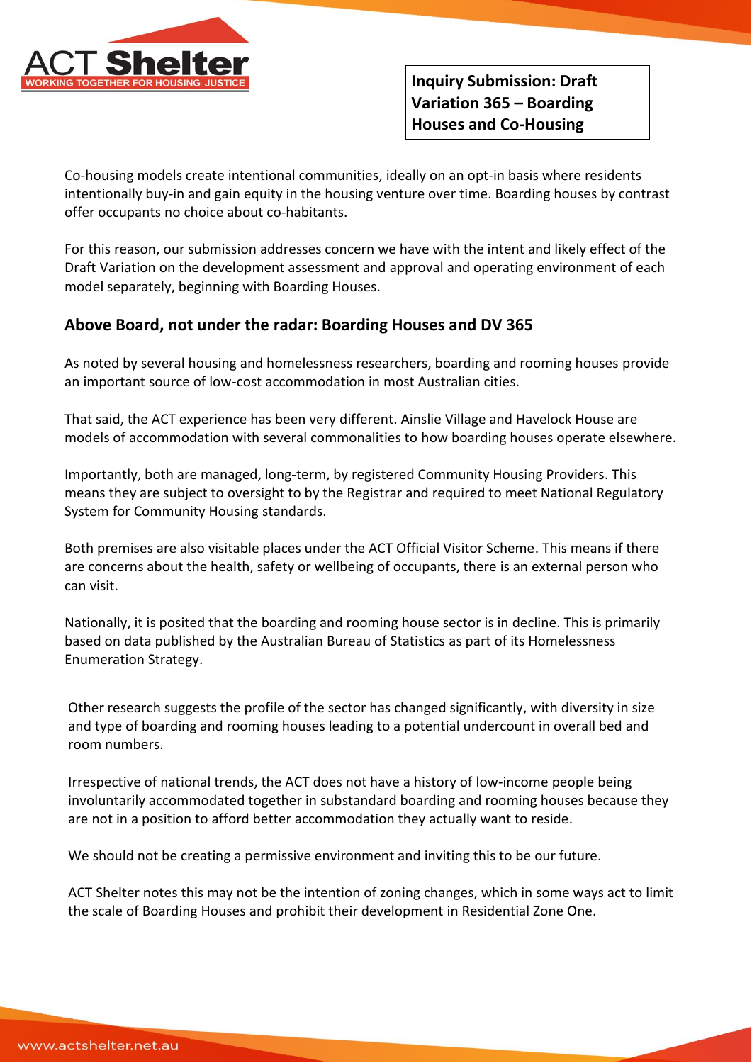**Inquiry Submission: Draft Variation 365 – Boarding Houses and Co-Housing**

Co-housing models create intentional communities, ideally on an opt-in basis where residents intentionally buy-in and gain equity in the housing venture over time. Boarding houses by contrast offer occupants no choice about co-habitants.

For this reason, our submission addresses concern we have with the intent and likely effect of the Draft Variation on the development assessment and approval and operating environment of each model separately, beginning with Boarding Houses.

## Above Board, not under the radar: Boarding Houses and DV 365

As noted by several housing and homelessness researchers, boarding and rooming houses provide an important source of low-cost accommodation in most Australian cities.

That said, the ACT experience has been very different. Ainslie Village and Havelock House are models of accommodation with several commonalities to how boarding houses operate elsewhere.

Importantly, both are managed, long-term, by registered Community Housing Providers. This means they are subject to oversight to by the Registrar and required to meet National Regulatory System for Community Housing standards.

Both premises are also visitable places under the ACT Official Visitor Scheme. This means if there are concerns about the health, safety or wellbeing of occupants, there is an external person who can visit.

Nationally, it is posited that the boarding and rooming house sector is in decline. This is primarily based on data published by the Australian Bureau of Statistics as part of its Homelessness Enumeration Strategy.

Other research suggests the profile of the sector has changed significantly, with diversity in size and type of boarding and rooming houses leading to a potential undercount in overall bed and room numbers.

Irrespective of national trends, the ACT does not have a history of low-income people being involuntarily accommodated together in substandard boarding and rooming houses because they are not in a position to afford better accommodation they actually want to reside.

We should not be creating a permissive environment and inviting this to be our future.

ACT Shelter notes this may not be the intention of zoning changes, which in some ways act to limit the scale of Boarding Houses and prohibit their development in Residential Zone One.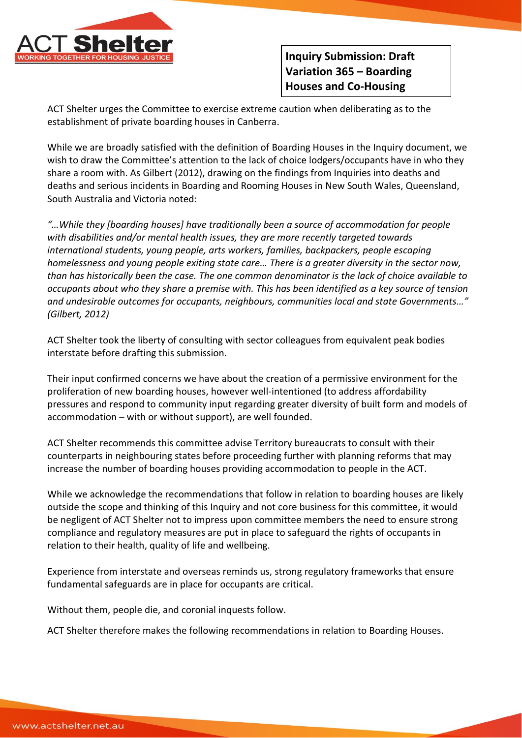**Inquiry Submission: Draft Variation 365 – Boarding Houses and Co-Housing**

ACT Shelter urges the Committee to exercise extreme caution when deliberating as to the establishment of private boarding houses in Canberra.

While we are broadly satisfied with the definition of Boarding Houses in the Inquiry document, we wish to draw the Committee's attention to the lack of choice lodgers/occupants have in who they share a room with. As Gilbert (2012), drawing on the findings from Inquiries into deaths and deaths and serious incidents in Boarding and Rooming Houses in New South Wales, Queensland, South Australia and Victoria noted:

*"…While they [boarding houses] have traditionally been a source of accommodation for people with disabilities and/or mental health issues, they are more recently targeted towards international students, young people, arts workers, families, backpackers, people escaping homelessness and young people exiting state care… There is a greater diversity in the sector now, than has historically been the case. The one common denominator is the lack of choice available to occupants about who they share a premise with. This has been identified as a key source of tension and undesirable outcomes for occupants, neighbours, communities local and state Governments…" (Gilbert, 2012)*

ACT Shelter took the liberty of consulting with sector colleagues from equivalent peak bodies interstate before drafting this submission.

Their input confirmed concerns we have about the creation of a permissive environment for the proliferation of new boarding houses, however well-intentioned (to address affordability pressures and respond to community input regarding greater diversity of built form and models of accommodation – with or without support), are well founded.

ACT Shelter recommends this committee advise Territory bureaucrats to consult with their counterparts in neighbouring states before proceeding further with planning reforms that may increase the number of boarding houses providing accommodation to people in the ACT.

While we acknowledge the recommendations that follow in relation to boarding houses are likely outside the scope and thinking of this Inquiry and not core business for this committee, it would be negligent of ACT Shelter not to impress upon committee members the need to ensure strong compliance and regulatory measures are put in place to safeguard the rights of occupants in relation to their health, quality of life and wellbeing.

Experience from interstate and overseas reminds us, strong regulatory frameworks that ensure fundamental safeguards are in place for occupants are critical.

Without them, people die, and coronial inquests follow.

ACT Shelter therefore makes the following recommendations in relation to Boarding Houses.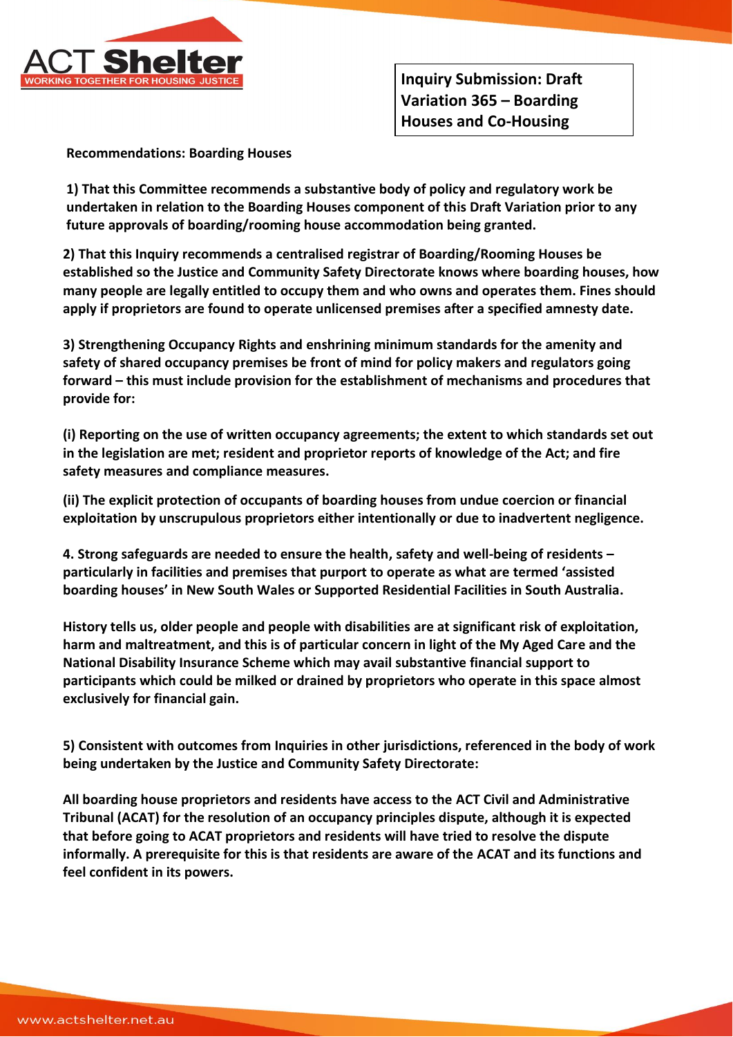**Inquiry Submission: Draft Variation 365 – Boarding Houses and Co-Housing**

**Recommendations: Boarding Houses**

**1) That this Committee recommends a substantive body of policy and regulatory work be undertaken in relation to the Boarding Houses component of this Draft Variation prior to any future approvals of boarding/rooming house accommodation being granted.**

**2) That this Inquiry recommends a centralised registrar of Boarding/Rooming Houses be established so the Justice and Community Safety Directorate knows where boarding houses, how many people are legally entitled to occupy them and who owns and operates them. Fines should apply if proprietors are found to operate unlicensed premises after a specified amnesty date.**

**3) Strengthening Occupancy Rights and enshrining minimum standards for the amenity and safety of shared occupancy premises be front of mind for policy makers and regulators going forward – this must include provision for the establishment of mechanisms and procedures that provide for:**

**(i) Reporting on the use of written occupancy agreements; the extent to which standards set out in the legislation are met; resident and proprietor reports of knowledge of the Act; and fire safety measures and compliance measures.**

**(ii) The explicit protection of occupants of boarding houses from undue coercion or financial exploitation by unscrupulous proprietors either intentionally or due to inadvertent negligence.**

**4. Strong safeguards are needed to ensure the health, safety and well-being of residents – particularly in facilities and premises that purport to operate as what are termed 'assisted boarding houses' in New South Wales or Supported Residential Facilities in South Australia.**

**History tells us, older people and people with disabilities are at significant risk of exploitation, harm and maltreatment, and this is of particular concern in light of the My Aged Care and the National Disability Insurance Scheme which may avail substantive financial support to participants which could be milked or drained by proprietors who operate in this space almost exclusively for financial gain.**

**5) Consistent with outcomes from Inquiries in other jurisdictions, referenced in the body of work being undertaken by the Justice and Community Safety Directorate:**

**All boarding house proprietors and residents have access to the ACT Civil and Administrative Tribunal (ACAT) for the resolution of an occupancy principles dispute, although it is expected that before going to ACAT proprietors and residents will have tried to resolve the dispute informally. A prerequisite for this is that residents are aware of the ACAT and its functions and feel confident in its powers.**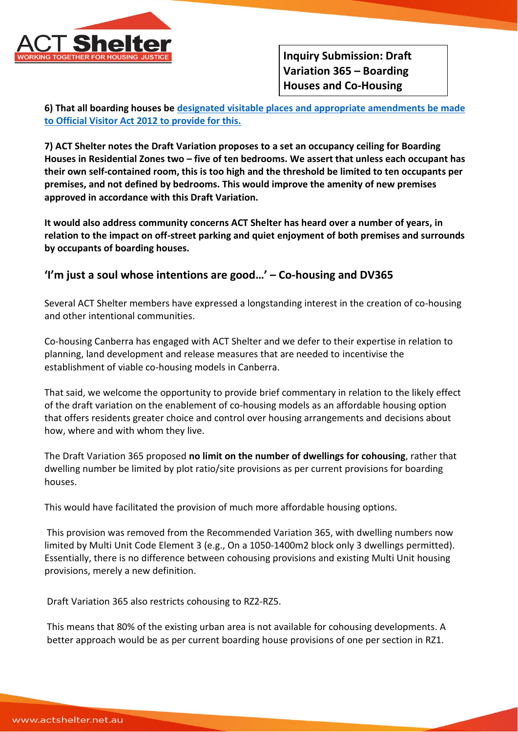**6) That all boarding houses be [designated visitable places and appropriate amendments be made to Official Visitor Act 2012 to provide for this.]()**

**7) ACT Shelter notes the Draft Variation proposes to a set an occupancy ceiling for Boarding Houses in Residential Zones two – five of ten bedrooms. We assert that unless each occupant has their own self-contained room, this is too high and the threshold be limited to ten occupants per premises, and not defined by bedrooms. This would improve the amenity of new premises approved in accordance with this Draft Variation.**

**It would also address community concerns ACT Shelter has heard over a number of years, in relation to the impact on off-street parking and quiet enjoyment of both premises and surrounds by occupants of boarding houses.**

## 'I'm just a soul whose intentions are good…' – Co-housing and DV365

Several ACT Shelter members have expressed a longstanding interest in the creation of co-housing and other intentional communities.

Co-housing Canberra has engaged with ACT Shelter and we defer to their expertise in relation to planning, land development and release measures that are needed to incentivise the establishment of viable co-housing models in Canberra.

That said, we welcome the opportunity to provide brief commentary in relation to the likely effect of the draft variation on the enablement of co-housing models as an affordable housing option that offers residents greater choice and control over housing arrangements and decisions about how, where and with whom they live.

The Draft Variation 365 proposed **no limit on the number of dwellings for cohousing**, rather that dwelling number be limited by plot ratio/site provisions as per current provisions for boarding houses.

This would have facilitated the provision of much more affordable housing options.

This provision was removed from the Recommended Variation 365, with dwelling numbers now limited by Multi Unit Code Element 3 (e.g., On a 1050-1400m2 block only 3 dwellings permitted). Essentially, there is no difference between cohousing provisions and existing Multi Unit housing provisions, merely a new definition.

Draft Variation 365 also restricts cohousing to RZ2-RZ5.

This means that 80% of the existing urban area is not available for cohousing developments. A better approach would be as per current boarding house provisions of one per section in RZ1.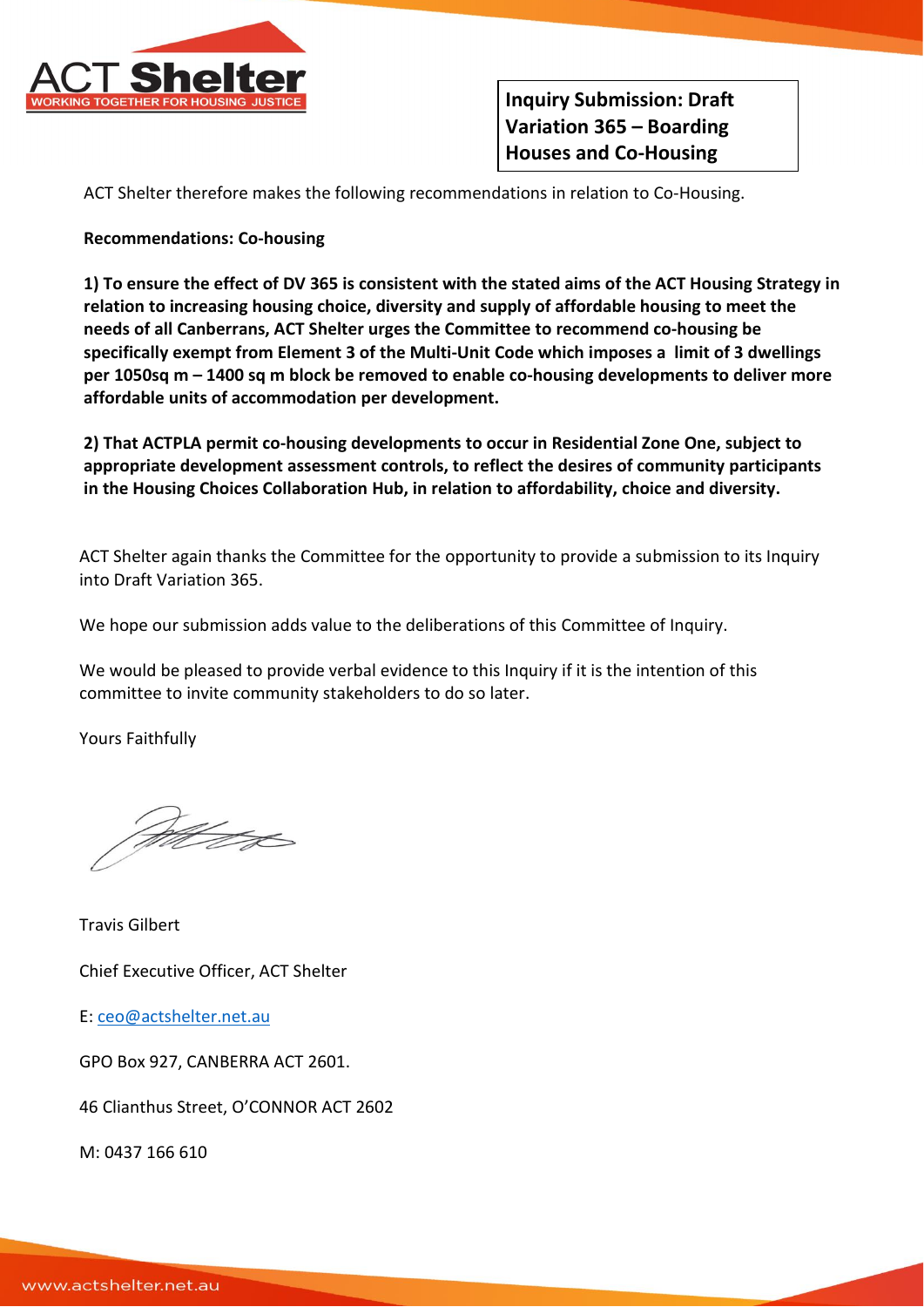ACT Shelter therefore makes the following recommendations in relation to Co-Housing.

**Recommendations: Co-housing**

**1) To ensure the effect of DV 365 is consistent with the stated aims of the ACT Housing Strategy in relation to increasing housing choice, diversity and supply of affordable housing to meet the needs of all Canberrans, ACT Shelter urges the Committee to recommend co-housing be specifically exempt from Element 3 of the Multi-Unit Code which imposes a limit of 3 dwellings per 1050sq m – 1400 sq m block be removed to enable co-housing developments to deliver more affordable units of accommodation per development.**

**2) That ACTPLA permit co-housing developments to occur in Residential Zone One, subject to appropriate development assessment controls, to reflect the desires of community participants in the Housing Choices Collaboration Hub, in relation to affordability, choice and diversity.**

ACT Shelter again thanks the Committee for the opportunity to provide a submission to its Inquiry into Draft Variation 365.

We hope our submission adds value to the deliberations of this Committee of Inquiry.

We would be pleased to provide verbal evidence to this Inquiry if it is the intention of this committee to invite community stakeholders to do so later.

Yours Faithfully

Travis Gilbert

Chief Executive Officer, ACT Shelter

E: ceo@actshelter.net.au

GPO Box 927, CANBERRA ACT 2601.

46 Clianthus Street, O'CONNOR ACT 2602

M: 0437 166 610